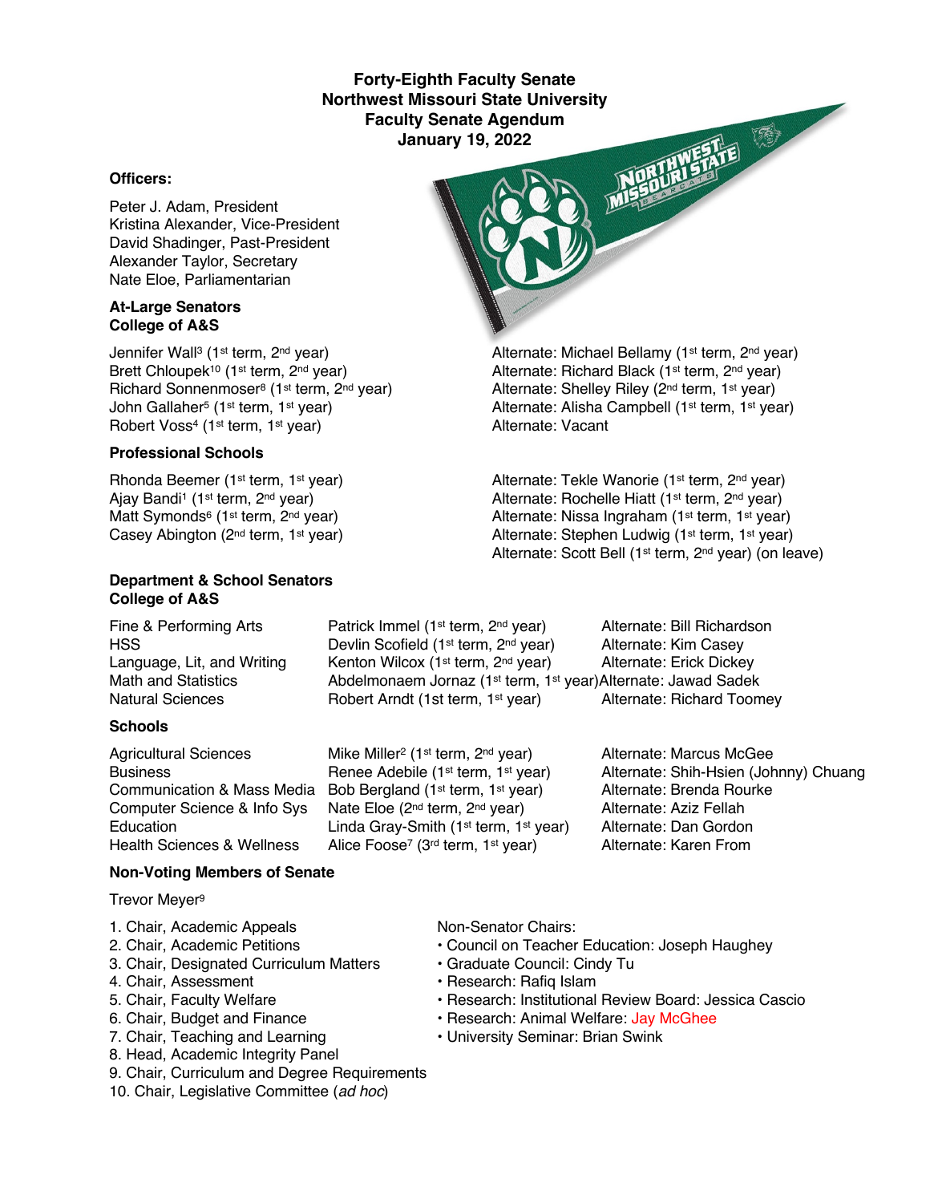# Forty-Eighth Faculty Senate
# Northwest Missouri State University
# Faculty Senate Agendum
# January 19, 2022

### Officers:

Peter J. Adam, President
Kristina Alexander, Vice-President
David Shadinger, Past-President
Alexander Taylor, Secretary
Nate Eloe, Parliamentarian

### At-Large Senators
### College of A&S

| Senator | Alternate |
|---|---|
| Jennifer Wall[3] (1st term, 2nd year) | Alternate: Michael Bellamy (1st term, 2nd year) |
| Brett Chloupek[10] (1st term, 2nd year) | Alternate: Richard Black (1st term, 2nd year) |
| Richard Sonnenmoser[8] (1st term, 2nd year) | Alternate: Shelley Riley (2nd term, 1st year) |
| John Gallaher[5] (1st term, 1st year) | Alternate: Alisha Campbell (1st term, 1st year) |
| Robert Voss[4] (1st term, 1st year) | Alternate: Vacant |

### Professional Schools

| Senator | Alternate |
|---|---|
| Rhonda Beemer (1st term, 1st year) | Alternate: Tekle Wanorie (1st term, 2nd year) |
| Ajay Bandi[1] (1st term, 2nd year) | Alternate: Rochelle Hiatt (1st term, 2nd year) |
| Matt Symonds[6] (1st term, 2nd year) | Alternate: Nissa Ingraham (1st term, 1st year) |
| Casey Abington (2nd term, 1st year) | Alternate: Stephen Ludwig (1st term, 1st year) |
| | Alternate: Scott Bell (1st term, 2nd year) (on leave) |

### Department & School Senators
### College of A&S

| Department | Senator | Alternate |
|---|---|---|
| Fine & Performing Arts | Patrick Immel (1st term, 2nd year) | Alternate: Bill Richardson |
| HSS | Devlin Scofield (1st term, 2nd year) | Alternate: Kim Casey |
| Language, Lit, and Writing | Kenton Wilcox (1st term, 2nd year) | Alternate: Erick Dickey |
| Math and Statistics | Abdelmonaem Jornaz (1st term, 1st year) | Alternate: Jawad Sadek |
| Natural Sciences | Robert Arndt (1st term, 1st year) | Alternate: Richard Toomey |

### Schools

| School | Senator | Alternate |
|---|---|---|
| Agricultural Sciences | Mike Miller[2] (1st term, 2nd year) | Alternate: Marcus McGee |
| Business | Renee Adebile (1st term, 1st year) | Alternate: Shih-Hsien (Johnny) Chuang |
| Communication & Mass Media | Bob Bergland (1st term, 1st year) | Alternate: Brenda Rourke |
| Computer Science & Info Sys | Nate Eloe (2nd term, 2nd year) | Alternate: Aziz Fellah |
| Education | Linda Gray-Smith (1st term, 1st year) | Alternate: Dan Gordon |
| Health Sciences & Wellness | Alice Foose[7] (3rd term, 1st year) | Alternate: Karen From |

### Non-Voting Members of Senate

Trevor Meyer[9]

1. Chair, Academic Appeals
2. Chair, Academic Petitions
3. Chair, Designated Curriculum Matters
4. Chair, Assessment
5. Chair, Faculty Welfare
6. Chair, Budget and Finance
7. Chair, Teaching and Learning
8. Head, Academic Integrity Panel
9. Chair, Curriculum and Degree Requirements
10. Chair, Legislative Committee (*ad hoc*)

Non-Senator Chairs:

- Council on Teacher Education: Joseph Haughey
- Graduate Council: Cindy Tu
- Research: Rafiq Islam
- Research: Institutional Review Board: Jessica Cascio
- Research: Animal Welfare: Jay McGhee
- University Seminar: Brian Swink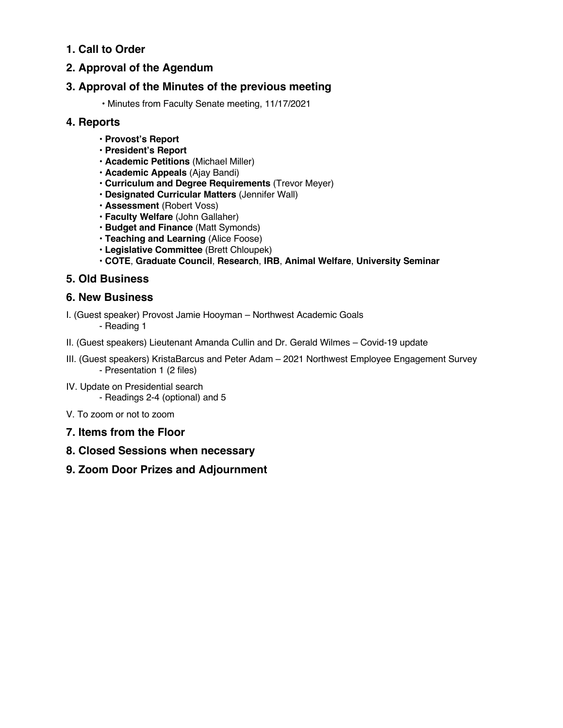## 1. Call to Order

## 2. Approval of the Agendum

## 3. Approval of the Minutes of the previous meeting

- Minutes from Faculty Senate meeting, 11/17/2021

## 4. Reports

- **Provost's Report**
- **President's Report**
- **Academic Petitions** (Michael Miller)
- **Academic Appeals** (Ajay Bandi)
- **Curriculum and Degree Requirements** (Trevor Meyer)
- **Designated Curricular Matters** (Jennifer Wall)
- **Assessment** (Robert Voss)
- **Faculty Welfare** (John Gallaher)
- **Budget and Finance** (Matt Symonds)
- **Teaching and Learning** (Alice Foose)
- **Legislative Committee** (Brett Chloupek)
- **COTE**, **Graduate Council**, **Research**, **IRB**, **Animal Welfare**, **University Seminar**

## 5. Old Business

## 6. New Business

I. (Guest speaker) Provost Jamie Hooyman – Northwest Academic Goals
 - Reading 1

II. (Guest speakers) Lieutenant Amanda Cullin and Dr. Gerald Wilmes – Covid-19 update

III. (Guest speakers) KristaBarcus and Peter Adam – 2021 Northwest Employee Engagement Survey
 - Presentation 1 (2 files)

IV. Update on Presidential search
 - Readings 2-4 (optional) and 5

V. To zoom or not to zoom

## 7. Items from the Floor

## 8. Closed Sessions when necessary

## 9. Zoom Door Prizes and Adjournment